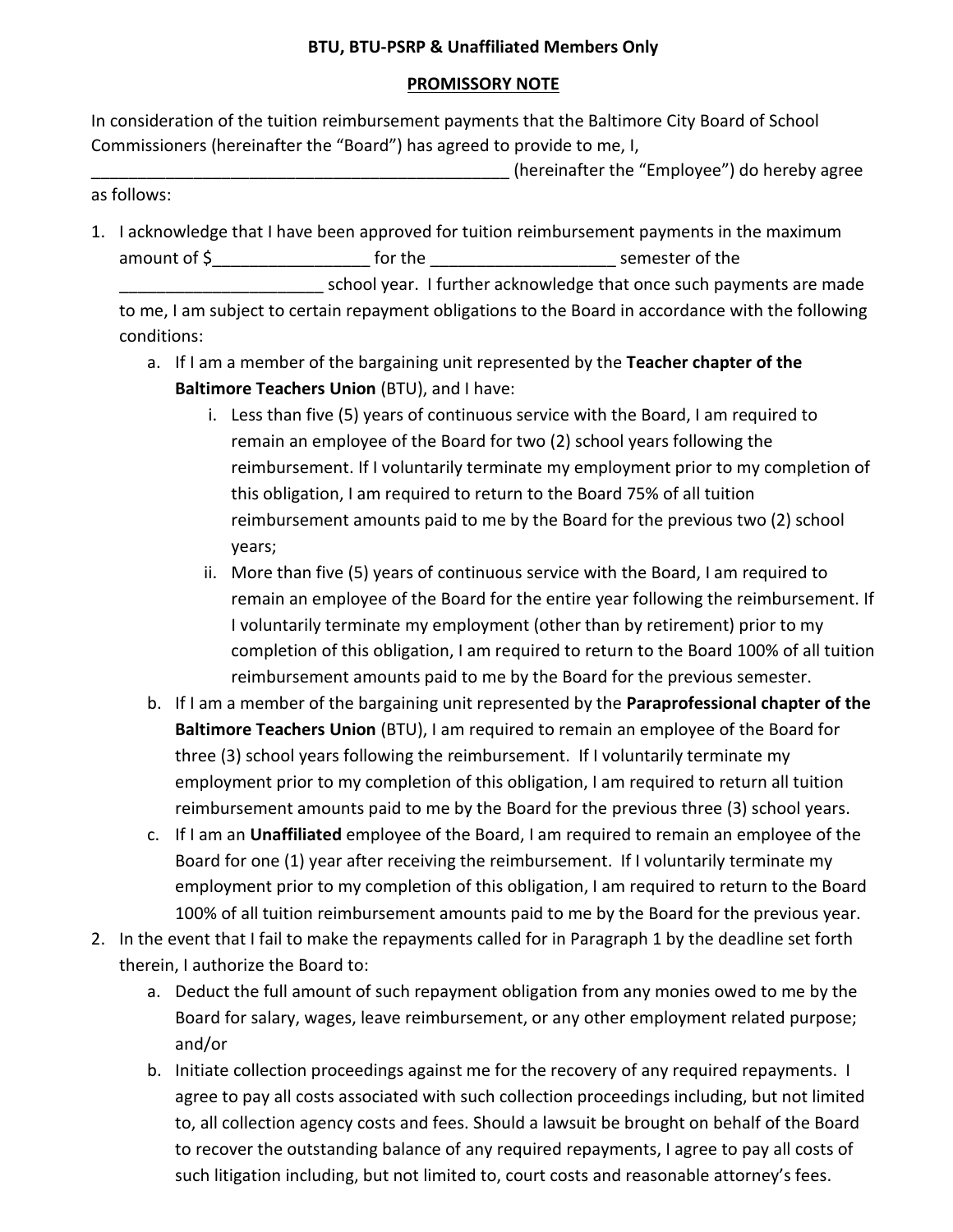**BTU, BTU-PSRP & Unaffiliated Members Only**

**PROMISSORY NOTE**

In consideration of the tuition reimbursement payments that the Baltimore City Board of School Commissioners (hereinafter the "Board") has agreed to provide to me, I, _____________________________________________ (hereinafter the "Employee") do hereby agree as follows:

1. I acknowledge that I have been approved for tuition reimbursement payments in the maximum amount of $________________ for the ___________________ semester of the _____________________ school year. I further acknowledge that once such payments are made to me, I am subject to certain repayment obligations to the Board in accordance with the following conditions:
   a. If I am a member of the bargaining unit represented by the **Teacher chapter of the Baltimore Teachers Union** (BTU), and I have:
      i. Less than five (5) years of continuous service with the Board, I am required to remain an employee of the Board for two (2) school years following the reimbursement. If I voluntarily terminate my employment prior to my completion of this obligation, I am required to return to the Board 75% of all tuition reimbursement amounts paid to me by the Board for the previous two (2) school years;
      ii. More than five (5) years of continuous service with the Board, I am required to remain an employee of the Board for the entire year following the reimbursement. If I voluntarily terminate my employment (other than by retirement) prior to my completion of this obligation, I am required to return to the Board 100% of all tuition reimbursement amounts paid to me by the Board for the previous semester.
   b. If I am a member of the bargaining unit represented by the **Paraprofessional chapter of the Baltimore Teachers Union** (BTU), I am required to remain an employee of the Board for three (3) school years following the reimbursement. If I voluntarily terminate my employment prior to my completion of this obligation, I am required to return all tuition reimbursement amounts paid to me by the Board for the previous three (3) school years.
   c. If I am an **Unaffiliated** employee of the Board, I am required to remain an employee of the Board for one (1) year after receiving the reimbursement. If I voluntarily terminate my employment prior to my completion of this obligation, I am required to return to the Board 100% of all tuition reimbursement amounts paid to me by the Board for the previous year.
2. In the event that I fail to make the repayments called for in Paragraph 1 by the deadline set forth therein, I authorize the Board to:
   a. Deduct the full amount of such repayment obligation from any monies owed to me by the Board for salary, wages, leave reimbursement, or any other employment related purpose; and/or
   b. Initiate collection proceedings against me for the recovery of any required repayments. I agree to pay all costs associated with such collection proceedings including, but not limited to, all collection agency costs and fees. Should a lawsuit be brought on behalf of the Board to recover the outstanding balance of any required repayments, I agree to pay all costs of such litigation including, but not limited to, court costs and reasonable attorney's fees.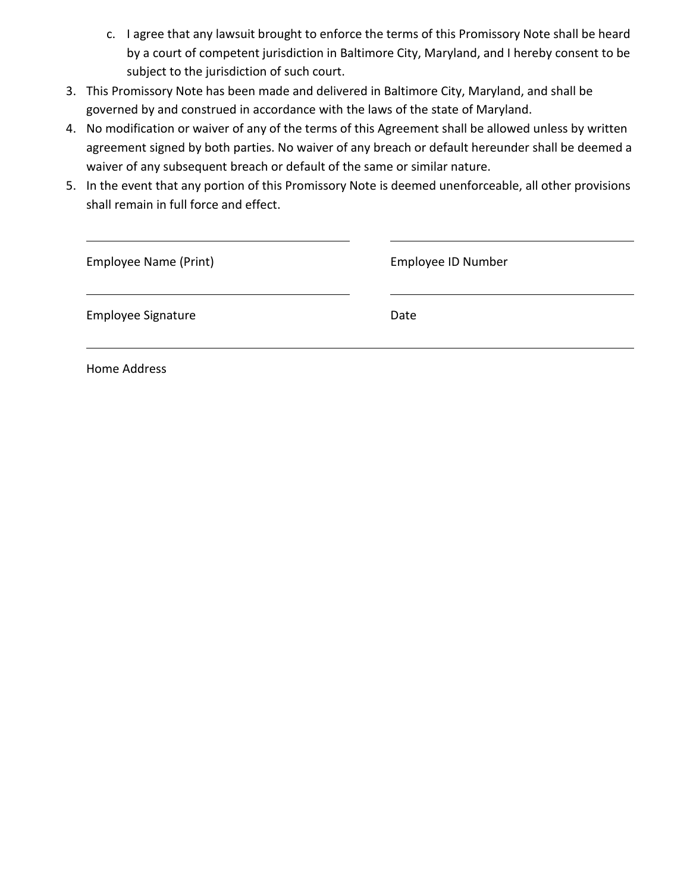c. I agree that any lawsuit brought to enforce the terms of this Promissory Note shall be heard by a court of competent jurisdiction in Baltimore City, Maryland, and I hereby consent to be subject to the jurisdiction of such court.

3. This Promissory Note has been made and delivered in Baltimore City, Maryland, and shall be governed by and construed in accordance with the laws of the state of Maryland.
4. No modification or waiver of any of the terms of this Agreement shall be allowed unless by written agreement signed by both parties. No waiver of any breach or default hereunder shall be deemed a waiver of any subsequent breach or default of the same or similar nature.
5. In the event that any portion of this Promissory Note is deemed unenforceable, all other provisions shall remain in full force and effect.

| | |
|---|---|
| \_\_\_\_\_\_\_\_\_\_\_\_\_\_\_\_\_\_\_\_\_\_\_\_\_\_\_\_\_\_ | \_\_\_\_\_\_\_\_\_\_\_\_\_\_\_\_\_\_\_\_\_\_\_\_\_\_\_\_\_\_ |
| Employee Name (Print) | Employee ID Number |
| \_\_\_\_\_\_\_\_\_\_\_\_\_\_\_\_\_\_\_\_\_\_\_\_\_\_\_\_\_\_ | \_\_\_\_\_\_\_\_\_\_\_\_\_\_\_\_\_\_\_\_\_\_\_\_\_\_\_\_\_\_ |
| Employee Signature | Date |

\_\_\_\_\_\_\_\_\_\_\_\_\_\_\_\_\_\_\_\_\_\_\_\_\_\_\_\_\_\_\_\_\_\_\_\_\_\_\_\_\_\_\_\_\_\_\_\_\_\_\_\_\_\_\_\_\_\_

Home Address